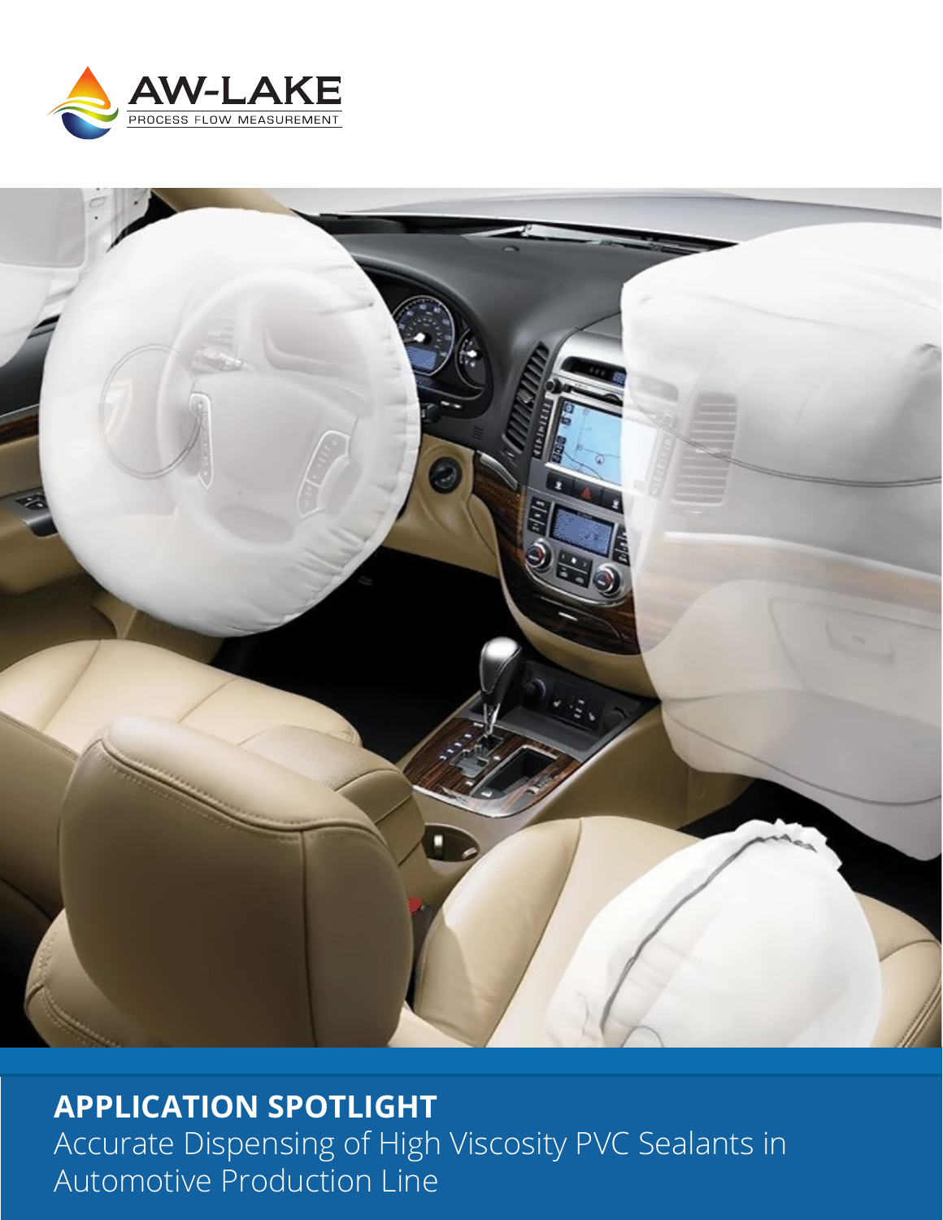AW-LAKE

PROCESS FLOW MEASUREMENT

# APPLICATION SPOTLIGHT

Accurate Dispensing of High Viscosity PVC Sealants in Automotive Production Line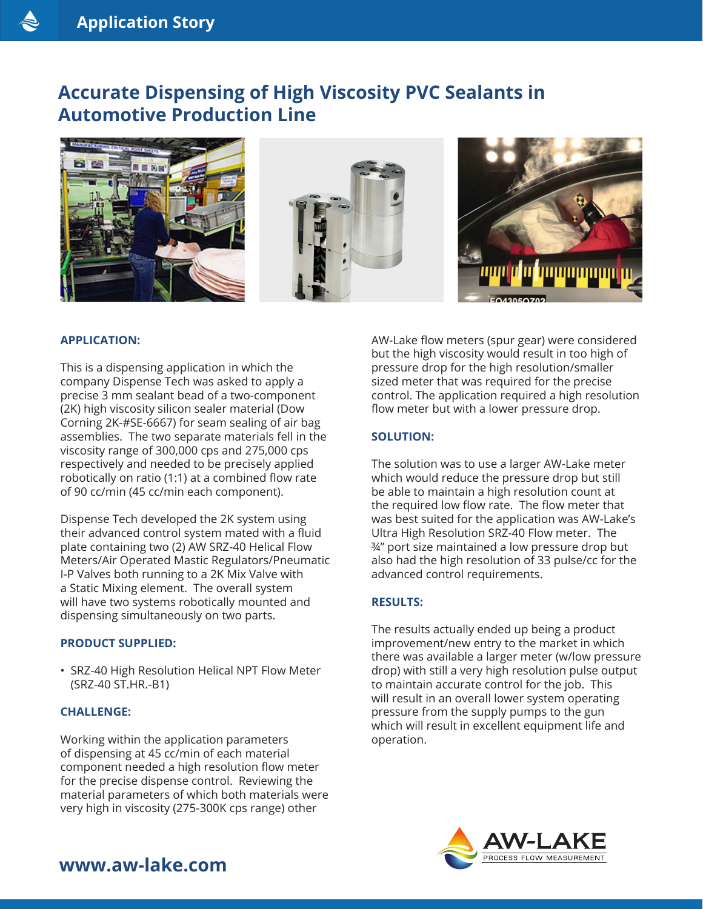# Accurate Dispensing of High Viscosity PVC Sealants in Automotive Production Line

## APPLICATION:

This is a dispensing application in which the company Dispense Tech was asked to apply a precise 3 mm sealant bead of a two-component (2K) high viscosity silicon sealer material (Dow Corning 2K-#SE-6667) for seam sealing of air bag assemblies. The two separate materials fell in the viscosity range of 300,000 cps and 275,000 cps respectively and needed to be precisely applied robotically on ratio (1:1) at a combined flow rate of 90 cc/min (45 cc/min each component).

Dispense Tech developed the 2K system using their advanced control system mated with a fluid plate containing two (2) AW SRZ-40 Helical Flow Meters/Air Operated Mastic Regulators/Pneumatic I-P Valves both running to a 2K Mix Valve with a Static Mixing element. The overall system will have two systems robotically mounted and dispensing simultaneously on two parts.

## PRODUCT SUPPLIED:

- SRZ-40 High Resolution Helical NPT Flow Meter (SRZ-40 ST.HR.-B1)

## CHALLENGE:

Working within the application parameters of dispensing at 45 cc/min of each material component needed a high resolution flow meter for the precise dispense control. Reviewing the material parameters of which both materials were very high in viscosity (275-300K cps range) other AW-Lake flow meters (spur gear) were considered but the high viscosity would result in too high of pressure drop for the high resolution/smaller sized meter that was required for the precise control. The application required a high resolution flow meter but with a lower pressure drop.

## SOLUTION:

The solution was to use a larger AW-Lake meter which would reduce the pressure drop but still be able to maintain a high resolution count at the required low flow rate. The flow meter that was best suited for the application was AW-Lake's Ultra High Resolution SRZ-40 Flow meter. The ¾" port size maintained a low pressure drop but also had the high resolution of 33 pulse/cc for the advanced control requirements.

## RESULTS:

The results actually ended up being a product improvement/new entry to the market in which there was available a larger meter (w/low pressure drop) with still a very high resolution pulse output to maintain accurate control for the job. This will result in an overall lower system operating pressure from the supply pumps to the gun which will result in excellent equipment life and operation.

www.aw-lake.com